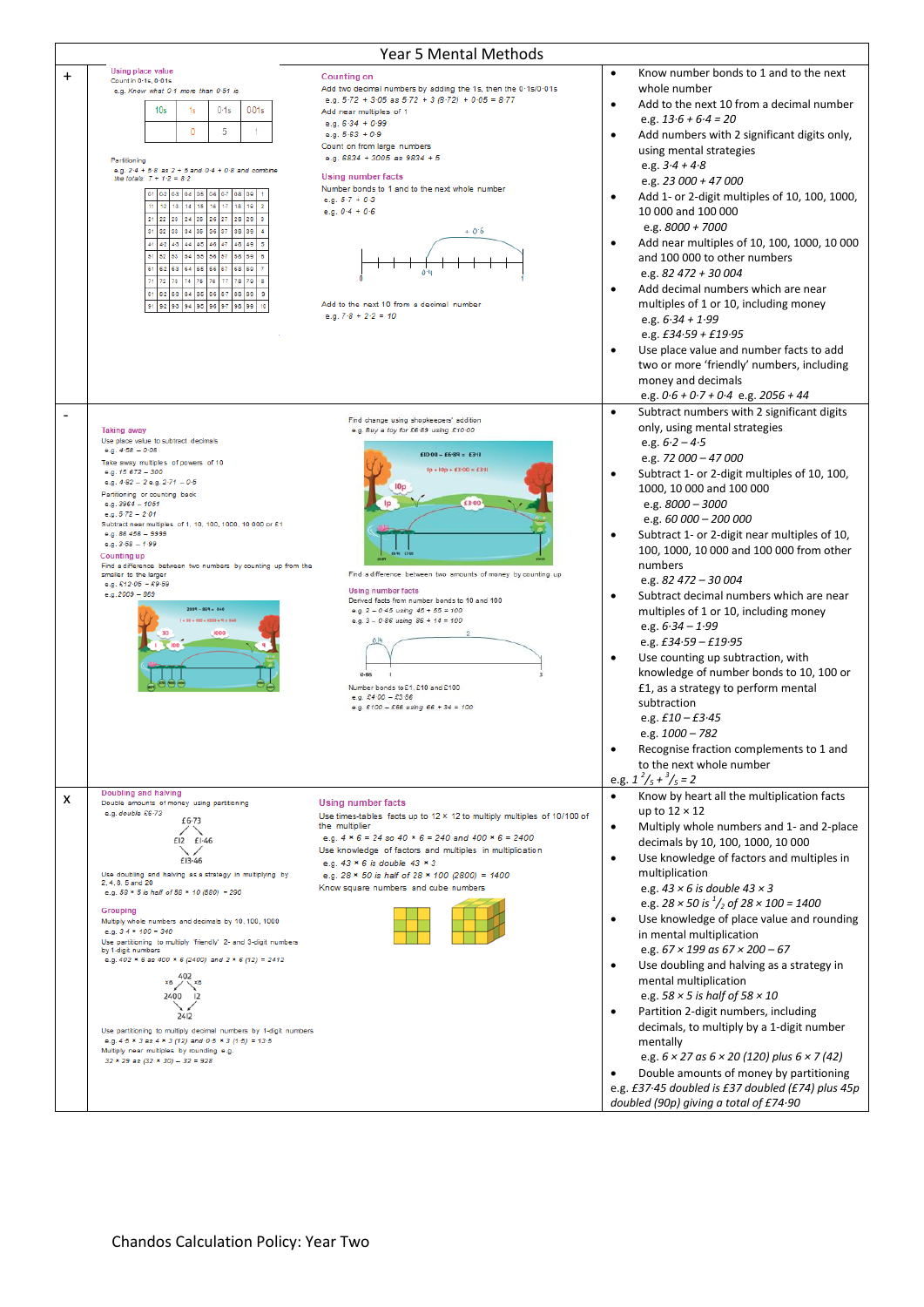# Year 5 Mental Methods

## +

**Using place value**

Count in 0·1s, 0·01s

e.g. Know what 0·1 more than 0·51 is

| 10s | 1s | 0·1s | 0·01s |
|---|---|---|---|
| | 0 | 5 | 1 |

Partitioning

e.g. 2·4 + 5·8 as 2 + 5 and 0·4 + 0·8 and combine the totals: 7 + 1·2 = 8·2

| 01 | 02 | 03 | 04 | 05 | 06 | 07 | 08 | 09 | 1 |
|---|---|---|---|---|---|---|---|---|---|
| 11 | 12 | 13 | 14 | 15 | 16 | 17 | 18 | 19 | 2 |
| 21 | 22 | 23 | 24 | 25 | 26 | 27 | 28 | 29 | 3 |
| 31 | 32 | 33 | 34 | 35 | 36 | 37 | 38 | 39 | 4 |
| 41 | 42 | 43 | 44 | 45 | 46 | 47 | 48 | 49 | 5 |
| 51 | 52 | 53 | 54 | 55 | 56 | 57 | 58 | 59 | 6 |
| 61 | 62 | 63 | 64 | 65 | 66 | 67 | 68 | 69 | 7 |
| 71 | 72 | 73 | 74 | 75 | 76 | 77 | 78 | 79 | 8 |
| 81 | 82 | 83 | 84 | 85 | 86 | 87 | 88 | 89 | 9 |
| 91 | 92 | 93 | 94 | 95 | 96 | 97 | 98 | 99 | 10 |

**Counting on**

Add two decimal numbers by adding the 1s, then the 0·1s/0·01s

e.g. 5·72 + 3·05 as 5·72 + 3 (8·72) + 0·05 = 8·77

Add near multiples of 1

e.g. 6·34 + 0·99

e.g. 5·63 + 0·9

Count on from large numbers

e.g. 6834 + 3005 as 9834 + 5

**Using number facts**

Number bonds to 1 and to the next whole number

e.g. 5·7 + 0·3

e.g. 0·4 + 0·6

(number line: 0, 0·4, 1; + 0·6)

Add to the next 10 from a decimal number

e.g. 7·8 + 2·2 = 10

- Know number bonds to 1 and to the next whole number
- Add to the next 10 from a decimal number
  e.g. 13·6 + 6·4 = 20
- Add numbers with 2 significant digits only, using mental strategies
  e.g. 3·4 + 4·8
  e.g. 23 000 + 47 000
- Add 1- or 2-digit multiples of 10, 100, 1000, 10 000 and 100 000
  e.g. 8000 + 7000
- Add near multiples of 10, 100, 1000, 10 000 and 100 000 to other numbers
  e.g. 82 472 + 30 004
- Add decimal numbers which are near multiples of 1 or 10, including money
  e.g. 6·34 + 1·99
  e.g. £34·59 + £19·95
- Use place value and number facts to add two or more 'friendly' numbers, including money and decimals
  e.g. 0·6 + 0·7 + 0·4 e.g. 2056 + 44

## -

**Taking away**

Use place value to subtract decimals

e.g. 4·58 – 0·08

Take away multiples of powers of 10

e.g. 15 672 – 300

e.g. 4·92 – 2 e.g. 2·71 – 0·5

Partitioning or counting back

e.g. 3964 – 1051

e.g. 5·72 – 2·01

Subtract near multiples of 1, 10, 100, 1000, 10 000 or £1

e.g. 86 456 – 9999

e.g. 3·58 – 1·99

**Counting up**

Find a difference between two numbers by counting up from the smaller to the larger

e.g. £12·05 – £9·59

e.g. 2009 – 869

(2009 – 869 = 1140; 1 + 30 + 100 + 1000 + 9 = 1140)

Find change using shopkeepers' addition

e.g. Buy a toy for £6·89 using £10·00

(£10·00 – £6·89 = £3·11; 1p + 10p + £3·00 = £3·11)

Find a difference between two amounts of money by counting up

**Using number facts**

Derived facts from number bonds to 10 and 100

e.g. 2 – 0·45 using 45 + 55 = 100

e.g. 3 – 0·86 using 86 + 14 = 100

(number line: 0·86, 1, 3; 0·14, 2)

Number bonds to £1, £10 and £100

e.g. £4·00 – £3·86

e.g. £100 – £66 using 66 + 34 = 100

- Subtract numbers with 2 significant digits only, using mental strategies
  e.g. 6·2 – 4·5
  e.g. 72 000 – 47 000
- Subtract 1- or 2-digit multiples of 10, 100, 1000, 10 000 and 100 000
  e.g. 8000 – 3000
  e.g. 60 000 – 200 000
- Subtract 1- or 2-digit near multiples of 10, 100, 1000, 10 000 and 100 000 from other numbers
  e.g. 82 472 – 30 004
- Subtract decimal numbers which are near multiples of 1 or 10, including money
  e.g. 6·34 – 1·99
  e.g. £34·59 – £19·95
- Use counting up subtraction, with knowledge of number bonds to 10, 100 or £1, as a strategy to perform mental subtraction
  e.g. £10 – £3·45
  e.g. 1000 – 782
- Recognise fraction complements to 1 and to the next whole number

e.g. $1\,^2/_5 + {}^3/_5 = 2$

## x

**Doubling and halving**

Double amounts of money using partitioning

e.g. double £6·73

(£6·73 → £12, £1·46 → £13·46)

Use doubling and halving as a strategy in multiplying by 2, 4, 8, 5 and 20

e.g. 58 × 5 is half of 58 × 10 (580) = 290

**Grouping**

Multiply whole numbers and decimals by 10, 100, 1000

e.g. 3·4 × 100 = 340

Use partitioning to multiply 'friendly' 2- and 3-digit numbers by 1-digit numbers

e.g. 402 × 6 as 400 × 6 (2400) and 2 × 6 (12) = 2412

(402: ×6, ×6 → 2400, 12 → 2412)

Use partitioning to multiply decimal numbers by 1-digit numbers

e.g. 4·5 × 3 as 4 × 3 (12) and 0·5 × 3 (1·5) = 13·5

Multiply near multiples by rounding e.g.

32 × 29 as (32 × 30) – 32 = 928

**Using number facts**

Use times-tables facts up to 12 × 12 to multiply multiples of 10/100 of the multiplier

e.g. 4 × 6 = 24 so 40 × 6 = 240 and 400 × 6 = 2400

Use knowledge of factors and multiples in multiplication

e.g. 43 × 6 is double 43 × 3

e.g. 28 × 50 is half of 28 × 100 (2800) = 1400

Know square numbers and cube numbers

- Know by heart all the multiplication facts up to 12 × 12
- Multiply whole numbers and 1- and 2-place decimals by 10, 100, 1000, 10 000
- Use knowledge of factors and multiples in multiplication
  e.g. 43 × 6 is double 43 × 3
  e.g. 28 × 50 is $^1/_2$ of 28 × 100 = 1400
- Use knowledge of place value and rounding in mental multiplication
  e.g. 67 × 199 as 67 × 200 – 67
- Use doubling and halving as a strategy in mental multiplication
  e.g. 58 × 5 is half of 58 × 10
- Partition 2-digit numbers, including decimals, to multiply by a 1-digit number mentally
  e.g. 6 × 27 as 6 × 20 (120) plus 6 × 7 (42)
- Double amounts of money by partitioning

e.g. £37·45 doubled is £37 doubled (£74) plus 45p doubled (90p) giving a total of £74·90

Chandos Calculation Policy: Year Two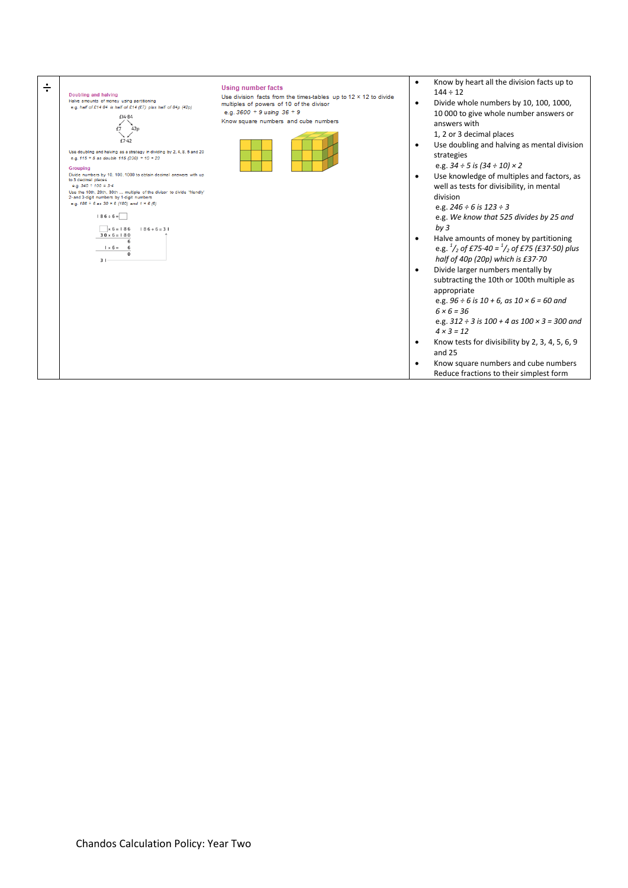| | | |
|---|---|---|
| ÷ | **Doubling and halving**<br>Halve amounts of money using partitioning<br>e.g. *half of £14·84 is half of £14 (£7) plus half of 84p (42p)*<br>£14·84<br>£7 42p<br>£7·42<br><br>Use doubling and halving as a strategy in dividing by 2, 4, 8, 5 and 20<br>e.g. *115 ÷ 5 as double 115 (230) ÷ 10 = 23*<br><br>**Grouping**<br>Divide numbers by 10, 100, 1000 to obtain decimal answers with up to 3 decimal places<br>e.g. *340 ÷ 100 = 3·4*<br>Use the 10th, 20th, 30th ... multiple of the divisor to divide 'friendly' 2- and 3-digit numbers by 1-digit numbers<br>e.g. *186 ÷ 6 as 30 × 6 (180) and 1 × 6 (6)*<br><br>186 ÷ 6 = ☐<br>☐ × 6 = 186   186 ÷ 6 = 31<br>30 × 6 = 180<br>6<br>1 × 6 = 6<br>0<br>31<br><br>**Using number facts**<br>Use division facts from the times-tables up to 12 × 12 to divide multiples of powers of 10 of the divisor<br>e.g. *3600 ÷ 9 using 36 ÷ 9*<br>Know square numbers and cube numbers | • Know by heart all the division facts up to 144 ÷ 12<br>• Divide whole numbers by 10, 100, 1000, 10 000 to give whole number answers or answers with 1, 2 or 3 decimal places<br>• Use doubling and halving as mental division strategies e.g. *34 ÷ 5 is (34 ÷ 10) × 2*<br>• Use knowledge of multiples and factors, as well as tests for divisibility, in mental division e.g. *246 ÷ 6 is 123 ÷ 3* e.g. *We know that 525 divides by 25 and by 3*<br>• Halve amounts of money by partitioning e.g. *$^1/_2$ of £75·40 = $^1/_2$ of £75 (£37·50) plus half of 40p (20p) which is £37·70*<br>• Divide larger numbers mentally by subtracting the 10th or 100th multiple as appropriate e.g. *96 ÷ 6 is 10 + 6, as 10 × 6 = 60 and 6 × 6 = 36* e.g. *312 ÷ 3 is 100 + 4 as 100 × 3 = 300 and 4 × 3 = 12*<br>• Know tests for divisibility by 2, 3, 4, 5, 6, 9 and 25<br>• Know square numbers and cube numbers Reduce fractions to their simplest form |

Chandos Calculation Policy: Year Two